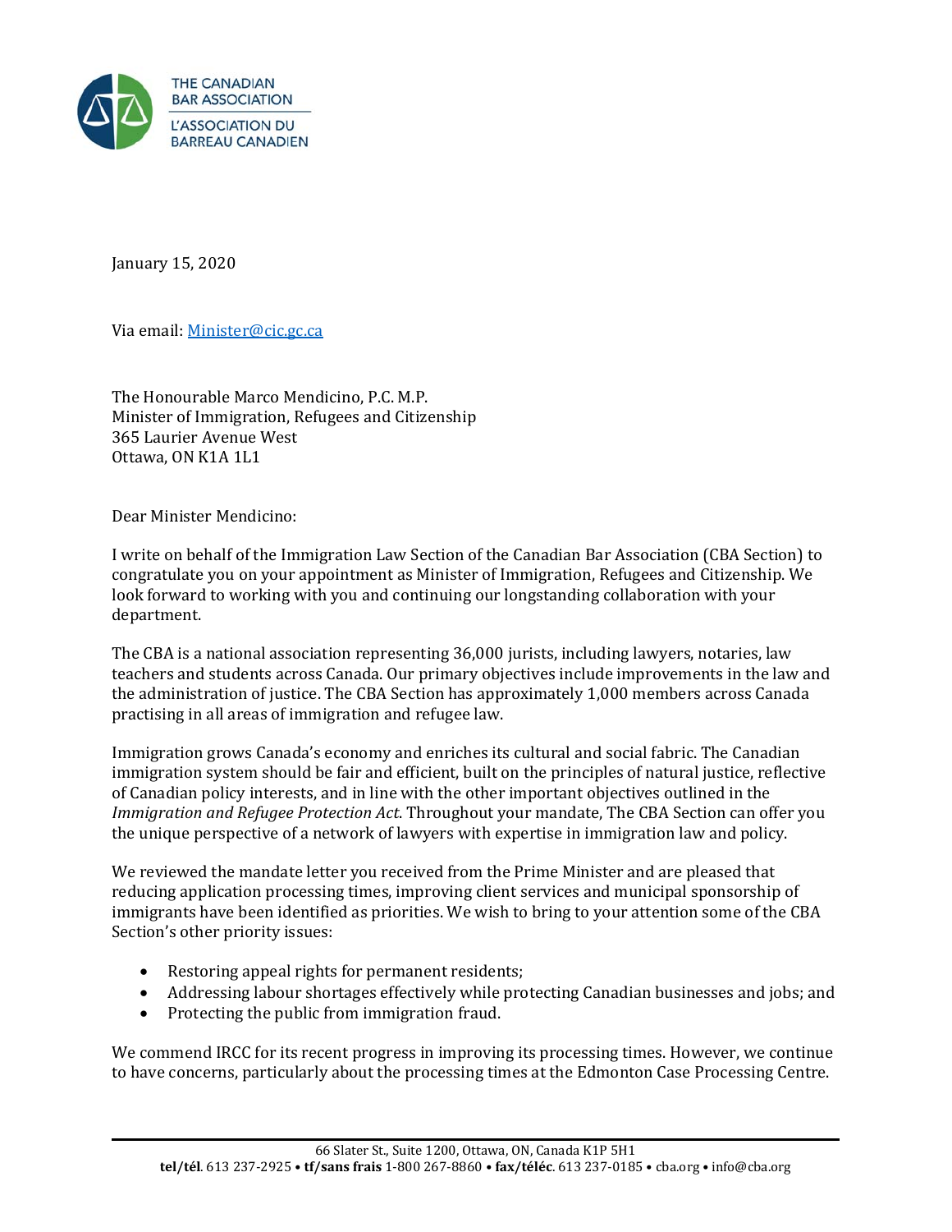THE CANADIAN BAR ASSOCIATION
L'ASSOCIATION DU BARREAU CANADIEN

January 15, 2020

Via email: Minister@cic.gc.ca

The Honourable Marco Mendicino, P.C. M.P.
Minister of Immigration, Refugees and Citizenship
365 Laurier Avenue West
Ottawa, ON K1A 1L1

Dear Minister Mendicino:

I write on behalf of the Immigration Law Section of the Canadian Bar Association (CBA Section) to congratulate you on your appointment as Minister of Immigration, Refugees and Citizenship. We look forward to working with you and continuing our longstanding collaboration with your department.

The CBA is a national association representing 36,000 jurists, including lawyers, notaries, law teachers and students across Canada. Our primary objectives include improvements in the law and the administration of justice. The CBA Section has approximately 1,000 members across Canada practising in all areas of immigration and refugee law.

Immigration grows Canada's economy and enriches its cultural and social fabric. The Canadian immigration system should be fair and efficient, built on the principles of natural justice, reflective of Canadian policy interests, and in line with the other important objectives outlined in the *Immigration and Refugee Protection Act*. Throughout your mandate, The CBA Section can offer you the unique perspective of a network of lawyers with expertise in immigration law and policy.

We reviewed the mandate letter you received from the Prime Minister and are pleased that reducing application processing times, improving client services and municipal sponsorship of immigrants have been identified as priorities. We wish to bring to your attention some of the CBA Section's other priority issues:

- Restoring appeal rights for permanent residents;
- Addressing labour shortages effectively while protecting Canadian businesses and jobs; and
- Protecting the public from immigration fraud.

We commend IRCC for its recent progress in improving its processing times. However, we continue to have concerns, particularly about the processing times at the Edmonton Case Processing Centre.

66 Slater St., Suite 1200, Ottawa, ON, Canada K1P 5H1
**tel/tél**. 613 237-2925 • **tf/sans frais** 1-800 267-8860 • **fax/téléc**. 613 237-0185 • cba.org • info@cba.org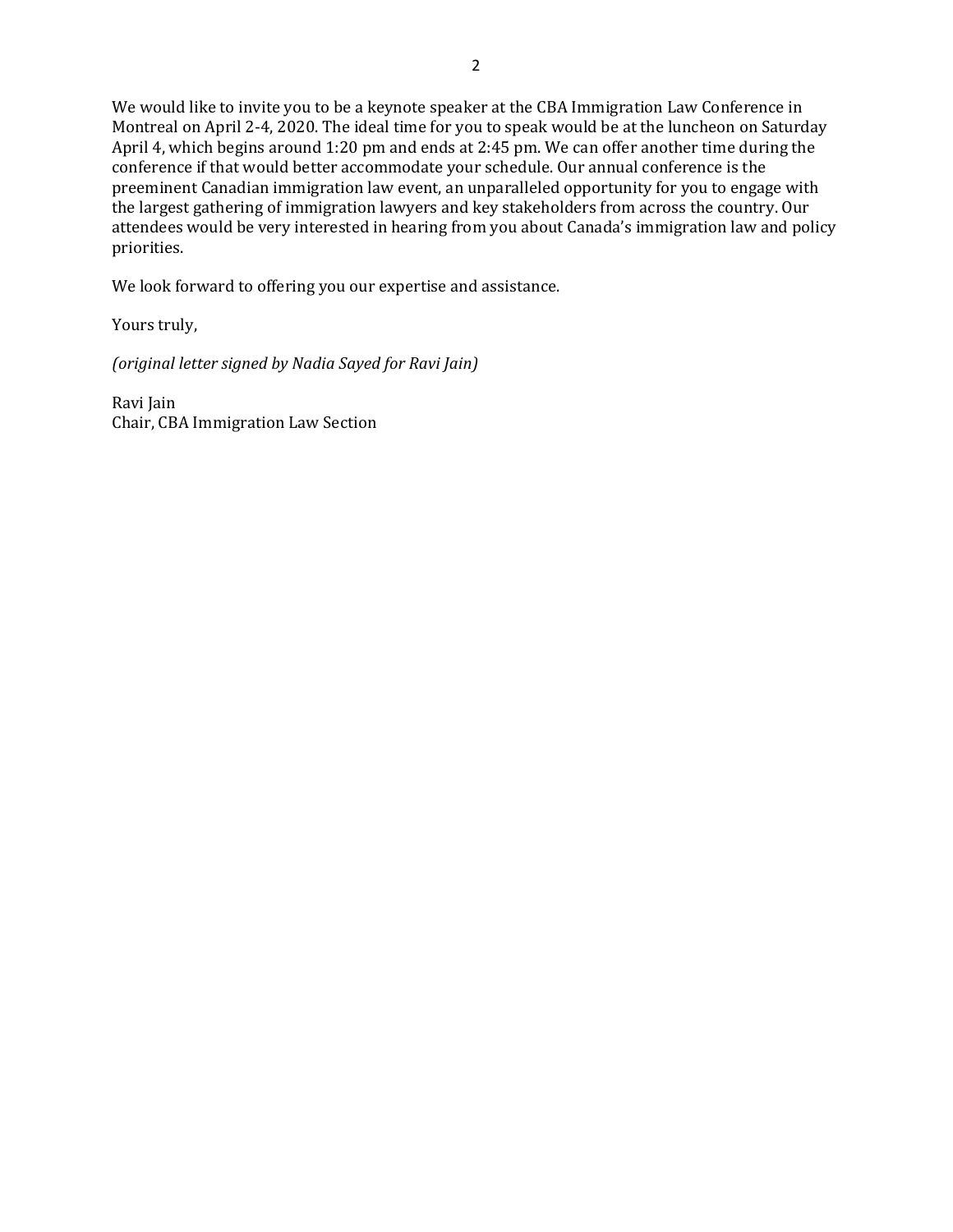We would like to invite you to be a keynote speaker at the CBA Immigration Law Conference in Montreal on April 2-4, 2020. The ideal time for you to speak would be at the luncheon on Saturday April 4, which begins around 1:20 pm and ends at 2:45 pm. We can offer another time during the conference if that would better accommodate your schedule. Our annual conference is the preeminent Canadian immigration law event, an unparalleled opportunity for you to engage with the largest gathering of immigration lawyers and key stakeholders from across the country. Our attendees would be very interested in hearing from you about Canada's immigration law and policy priorities.

We look forward to offering you our expertise and assistance.

Yours truly,

*(original letter signed by Nadia Sayed for Ravi Jain)*

Ravi Jain
Chair, CBA Immigration Law Section